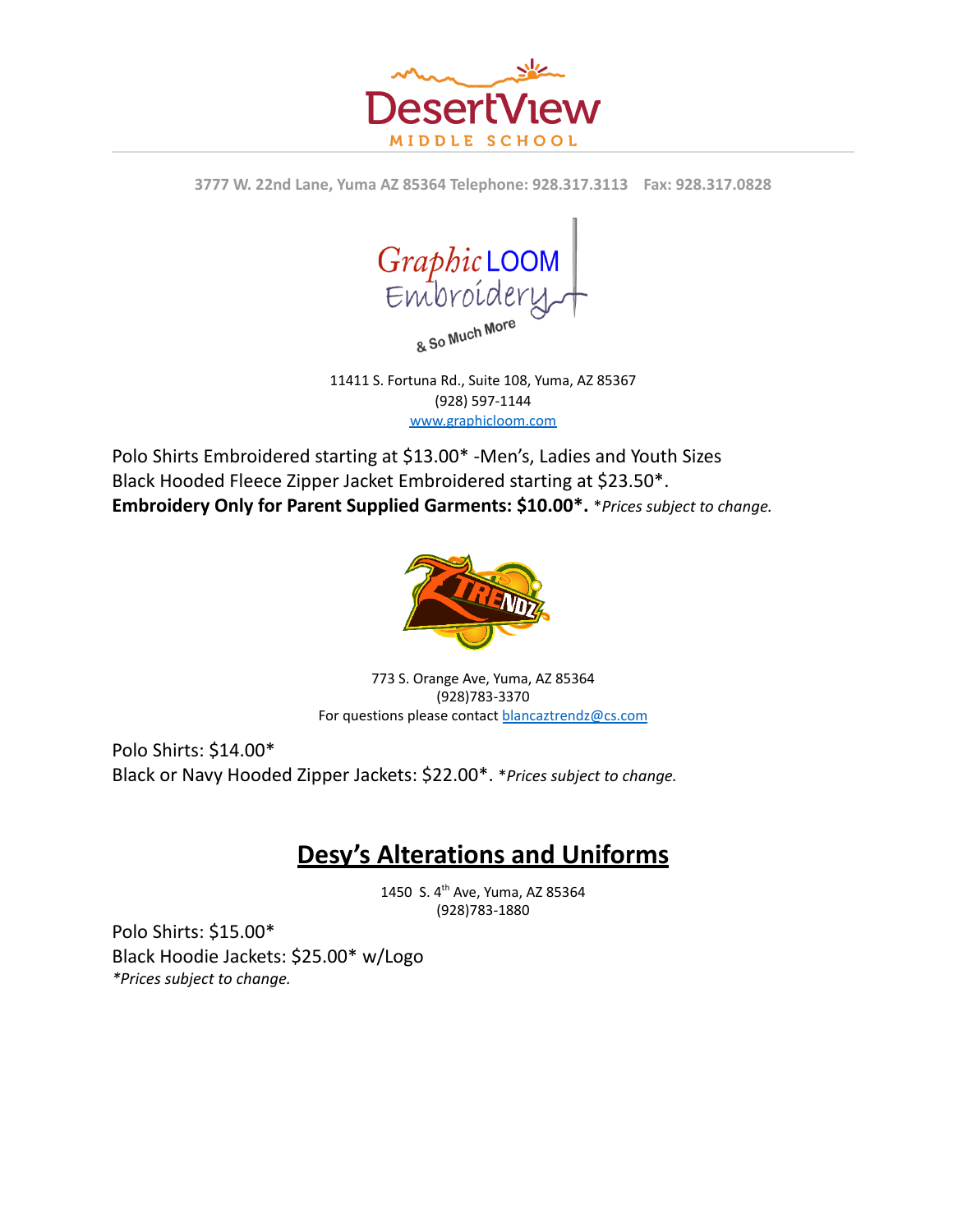# DesertView

MIDDLE SCHOOL

3777 W. 22nd Lane, Yuma AZ 85364 Telephone: 928.317.3113    Fax: 928.317.0828

## GraphicLOOM Embroidery & So Much More

11411 S. Fortuna Rd., Suite 108, Yuma, AZ 85367
(928) 597-1144
www.graphicloom.com

Polo Shirts Embroidered starting at $13.00* -Men's, Ladies and Youth Sizes
Black Hooded Fleece Zipper Jacket Embroidered starting at $23.50*.
**Embroidery Only for Parent Supplied Garments: $10.00*.** **Prices subject to change.*

## ZTRENDZ

773 S. Orange Ave, Yuma, AZ 85364
(928)783-3370
For questions please contact blancaztrendz@cs.com

Polo Shirts: $14.00*
Black or Navy Hooded Zipper Jackets: $22.00*. **Prices subject to change.*

## Desy's Alterations and Uniforms

1450 S. 4th Ave, Yuma, AZ 85364
(928)783-1880

Polo Shirts: $15.00*
Black Hoodie Jackets: $25.00* w/Logo
**Prices subject to change.*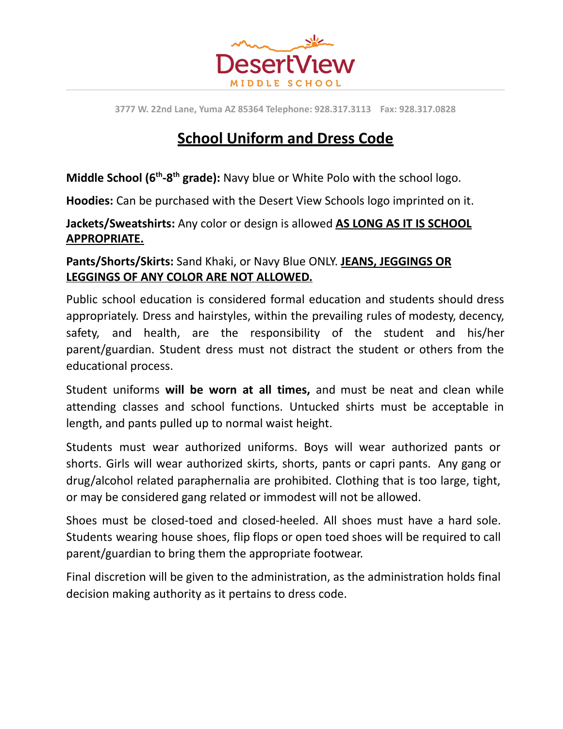DesertView

MIDDLE SCHOOL

3777 W. 22nd Lane, Yuma AZ 85364 Telephone: 928.317.3113 Fax: 928.317.0828

# School Uniform and Dress Code

**Middle School (6th-8th grade):** Navy blue or White Polo with the school logo.

**Hoodies:** Can be purchased with the Desert View Schools logo imprinted on it.

**Jackets/Sweatshirts:** Any color or design is allowed **AS LONG AS IT IS SCHOOL APPROPRIATE.**

**Pants/Shorts/Skirts:** Sand Khaki, or Navy Blue ONLY. **JEANS, JEGGINGS OR LEGGINGS OF ANY COLOR ARE NOT ALLOWED.**

Public school education is considered formal education and students should dress appropriately. Dress and hairstyles, within the prevailing rules of modesty, decency, safety, and health, are the responsibility of the student and his/her parent/guardian. Student dress must not distract the student or others from the educational process.

Student uniforms **will be worn at all times,** and must be neat and clean while attending classes and school functions. Untucked shirts must be acceptable in length, and pants pulled up to normal waist height.

Students must wear authorized uniforms. Boys will wear authorized pants or shorts. Girls will wear authorized skirts, shorts, pants or capri pants. Any gang or drug/alcohol related paraphernalia are prohibited. Clothing that is too large, tight, or may be considered gang related or immodest will not be allowed.

Shoes must be closed-toed and closed-heeled. All shoes must have a hard sole. Students wearing house shoes, flip flops or open toed shoes will be required to call parent/guardian to bring them the appropriate footwear.

Final discretion will be given to the administration, as the administration holds final decision making authority as it pertains to dress code.